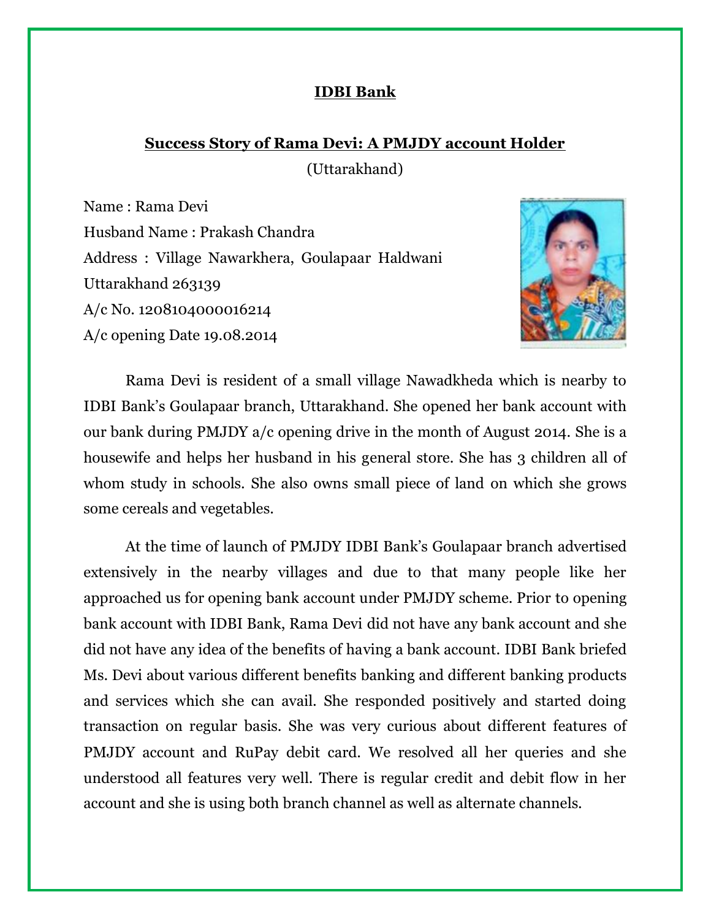# IDBI Bank

## Success Story of Rama Devi: A PMJDY account Holder

(Uttarakhand)

Name : Rama Devi
Husband Name : Prakash Chandra
Address : Village Nawarkhera, Goulapaar Haldwani Uttarakhand 263139
A/c No. 1208104000016214
A/c opening Date 19.08.2014

Rama Devi is resident of a small village Nawadkheda which is nearby to IDBI Bank's Goulapaar branch, Uttarakhand. She opened her bank account with our bank during PMJDY a/c opening drive in the month of August 2014. She is a housewife and helps her husband in his general store. She has 3 children all of whom study in schools. She also owns small piece of land on which she grows some cereals and vegetables.

At the time of launch of PMJDY IDBI Bank's Goulapaar branch advertised extensively in the nearby villages and due to that many people like her approached us for opening bank account under PMJDY scheme. Prior to opening bank account with IDBI Bank, Rama Devi did not have any bank account and she did not have any idea of the benefits of having a bank account. IDBI Bank briefed Ms. Devi about various different benefits banking and different banking products and services which she can avail. She responded positively and started doing transaction on regular basis. She was very curious about different features of PMJDY account and RuPay debit card. We resolved all her queries and she understood all features very well. There is regular credit and debit flow in her account and she is using both branch channel as well as alternate channels.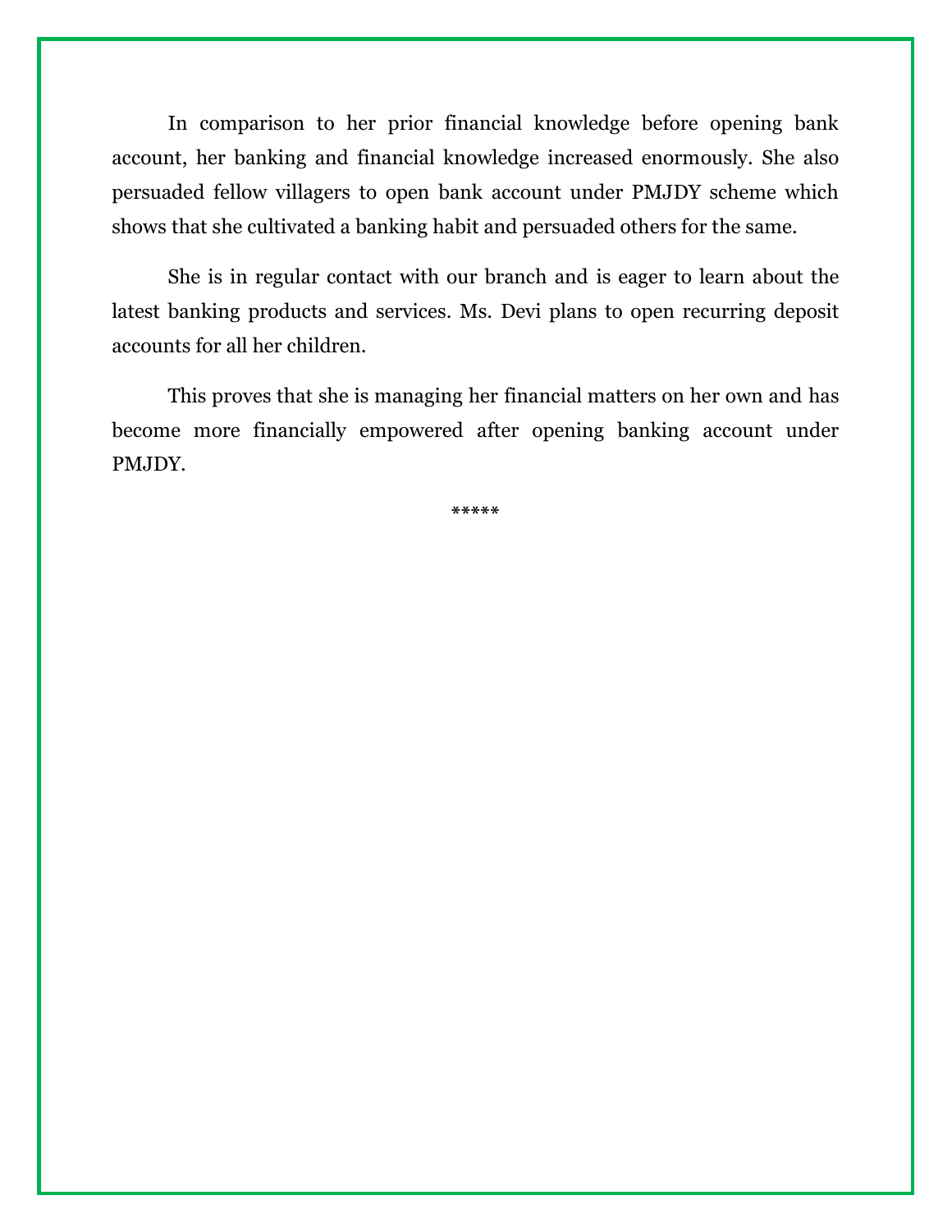In comparison to her prior financial knowledge before opening bank account, her banking and financial knowledge increased enormously. She also persuaded fellow villagers to open bank account under PMJDY scheme which shows that she cultivated a banking habit and persuaded others for the same.

She is in regular contact with our branch and is eager to learn about the latest banking products and services. Ms. Devi plans to open recurring deposit accounts for all her children.

This proves that she is managing her financial matters on her own and has become more financially empowered after opening banking account under PMJDY.

*****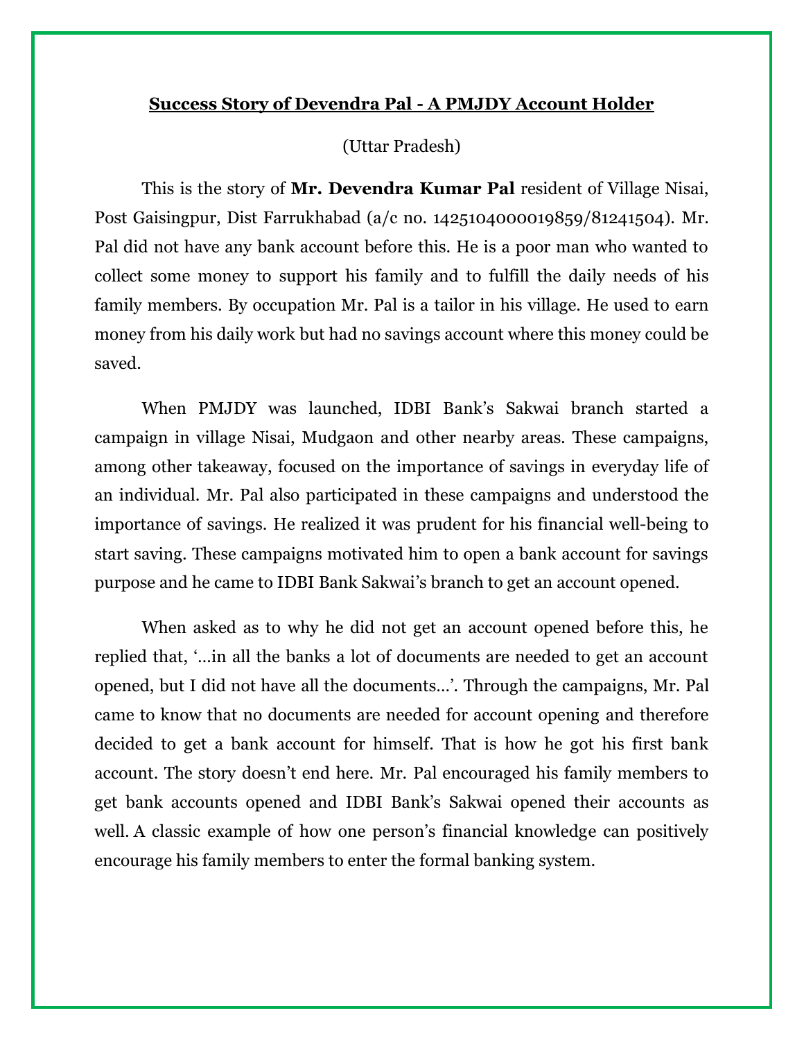# <u>Success Story of Devendra Pal - A PMJDY Account Holder</u>

(Uttar Pradesh)

This is the story of **Mr. Devendra Kumar Pal** resident of Village Nisai, Post Gaisingpur, Dist Farrukhabad (a/c no. 1425104000019859/81241504). Mr. Pal did not have any bank account before this. He is a poor man who wanted to collect some money to support his family and to fulfill the daily needs of his family members. By occupation Mr. Pal is a tailor in his village. He used to earn money from his daily work but had no savings account where this money could be saved.

When PMJDY was launched, IDBI Bank's Sakwai branch started a campaign in village Nisai, Mudgaon and other nearby areas. These campaigns, among other takeaway, focused on the importance of savings in everyday life of an individual. Mr. Pal also participated in these campaigns and understood the importance of savings. He realized it was prudent for his financial well-being to start saving. These campaigns motivated him to open a bank account for savings purpose and he came to IDBI Bank Sakwai's branch to get an account opened.

When asked as to why he did not get an account opened before this, he replied that, '…in all the banks a lot of documents are needed to get an account opened, but I did not have all the documents…'. Through the campaigns, Mr. Pal came to know that no documents are needed for account opening and therefore decided to get a bank account for himself. That is how he got his first bank account. The story doesn't end here. Mr. Pal encouraged his family members to get bank accounts opened and IDBI Bank's Sakwai opened their accounts as well. A classic example of how one person's financial knowledge can positively encourage his family members to enter the formal banking system.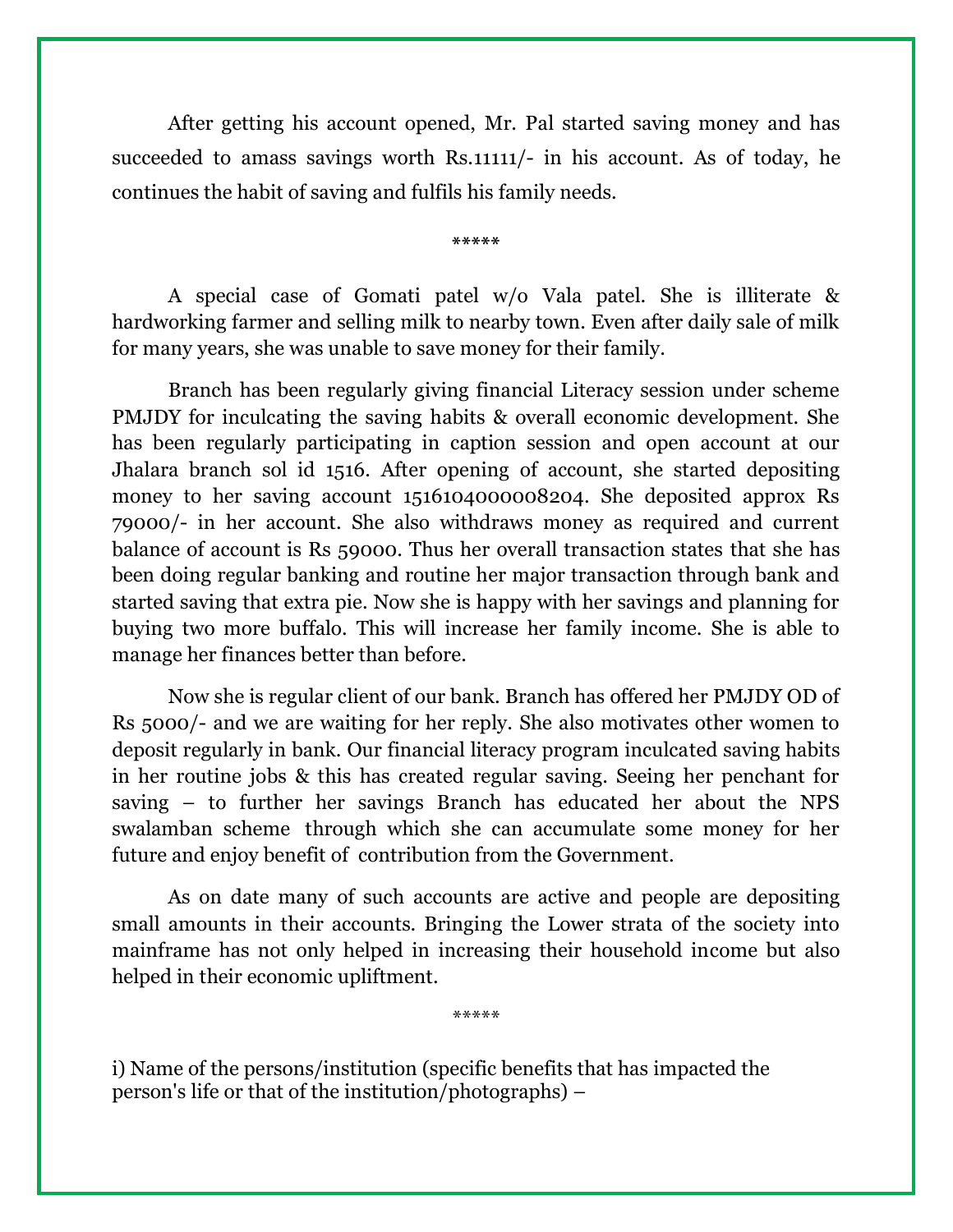After getting his account opened, Mr. Pal started saving money and has succeeded to amass savings worth Rs.11111/- in his account. As of today, he continues the habit of saving and fulfils his family needs.

*****

A special case of Gomati patel w/o Vala patel. She is illiterate & hardworking farmer and selling milk to nearby town. Even after daily sale of milk for many years, she was unable to save money for their family.

Branch has been regularly giving financial Literacy session under scheme PMJDY for inculcating the saving habits & overall economic development. She has been regularly participating in caption session and open account at our Jhalara branch sol id 1516. After opening of account, she started depositing money to her saving account 1516104000008204. She deposited approx Rs 79000/- in her account. She also withdraws money as required and current balance of account is Rs 59000. Thus her overall transaction states that she has been doing regular banking and routine her major transaction through bank and started saving that extra pie. Now she is happy with her savings and planning for buying two more buffalo. This will increase her family income. She is able to manage her finances better than before.

Now she is regular client of our bank. Branch has offered her PMJDY OD of Rs 5000/- and we are waiting for her reply. She also motivates other women to deposit regularly in bank. Our financial literacy program inculcated saving habits in her routine jobs & this has created regular saving. Seeing her penchant for saving – to further her savings Branch has educated her about the NPS swalamban scheme through which she can accumulate some money for her future and enjoy benefit of contribution from the Government.

As on date many of such accounts are active and people are depositing small amounts in their accounts. Bringing the Lower strata of the society into mainframe has not only helped in increasing their household income but also helped in their economic upliftment.

*****

i) Name of the persons/institution (specific benefits that has impacted the person's life or that of the institution/photographs) –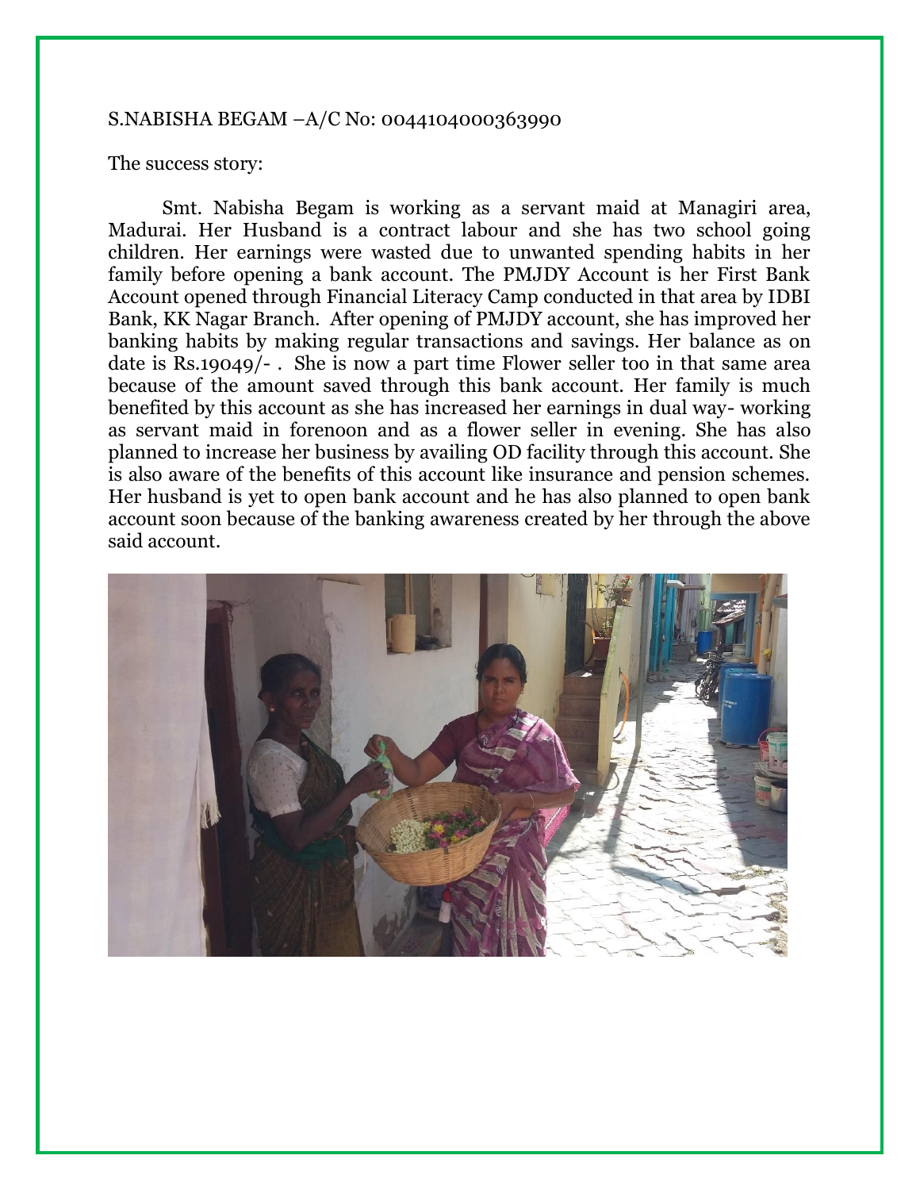S.NABISHA BEGAM –A/C No: 0044104000363990

The success story:

Smt. Nabisha Begam is working as a servant maid at Managiri area, Madurai. Her Husband is a contract labour and she has two school going children. Her earnings were wasted due to unwanted spending habits in her family before opening a bank account. The PMJDY Account is her First Bank Account opened through Financial Literacy Camp conducted in that area by IDBI Bank, KK Nagar Branch. After opening of PMJDY account, she has improved her banking habits by making regular transactions and savings. Her balance as on date is Rs.19049/- . She is now a part time Flower seller too in that same area because of the amount saved through this bank account. Her family is much benefited by this account as she has increased her earnings in dual way- working as servant maid in forenoon and as a flower seller in evening. She has also planned to increase her business by availing OD facility through this account. She is also aware of the benefits of this account like insurance and pension schemes. Her husband is yet to open bank account and he has also planned to open bank account soon because of the banking awareness created by her through the above said account.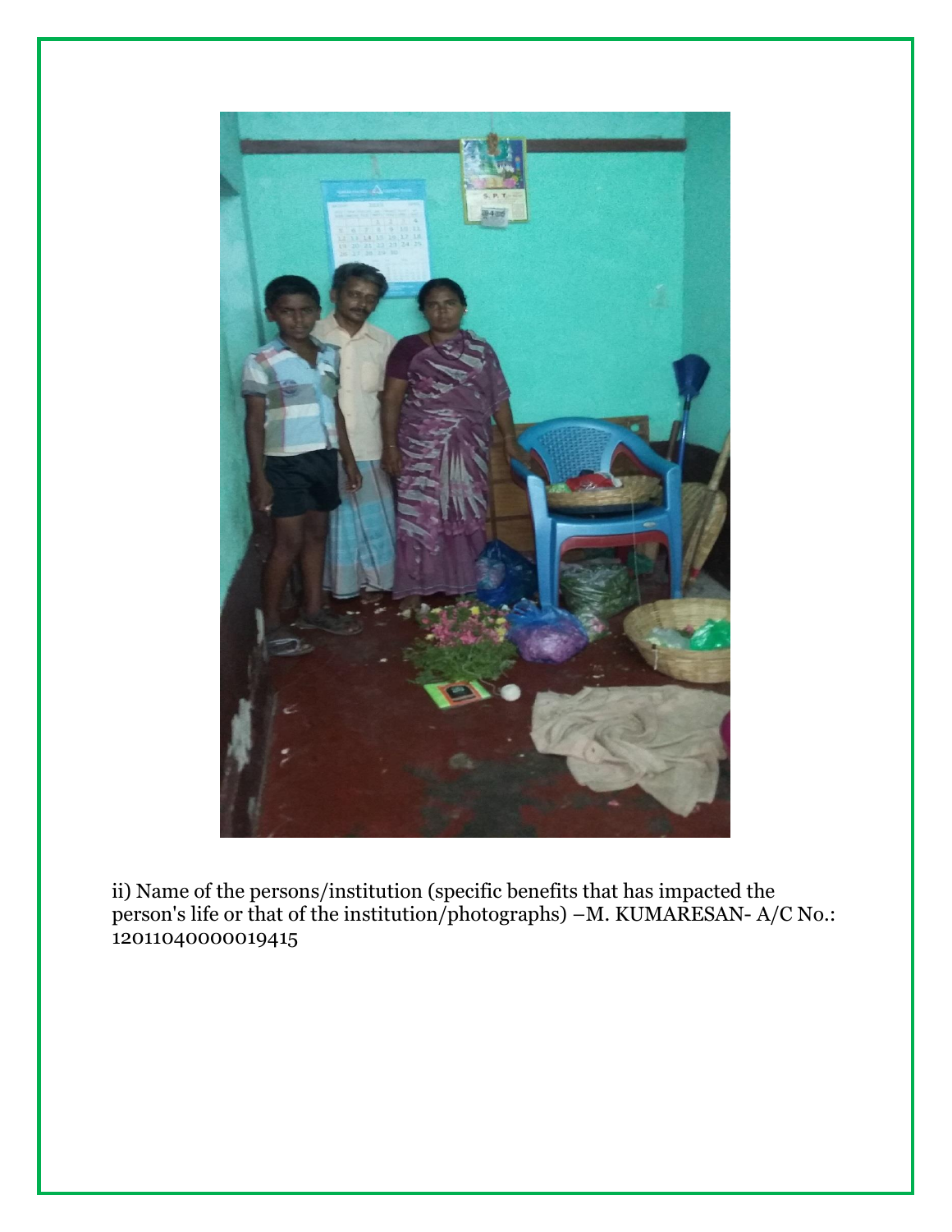ii) Name of the persons/institution (specific benefits that has impacted the person's life or that of the institution/photographs) –M. KUMARESAN- A/C No.: 12011040000019415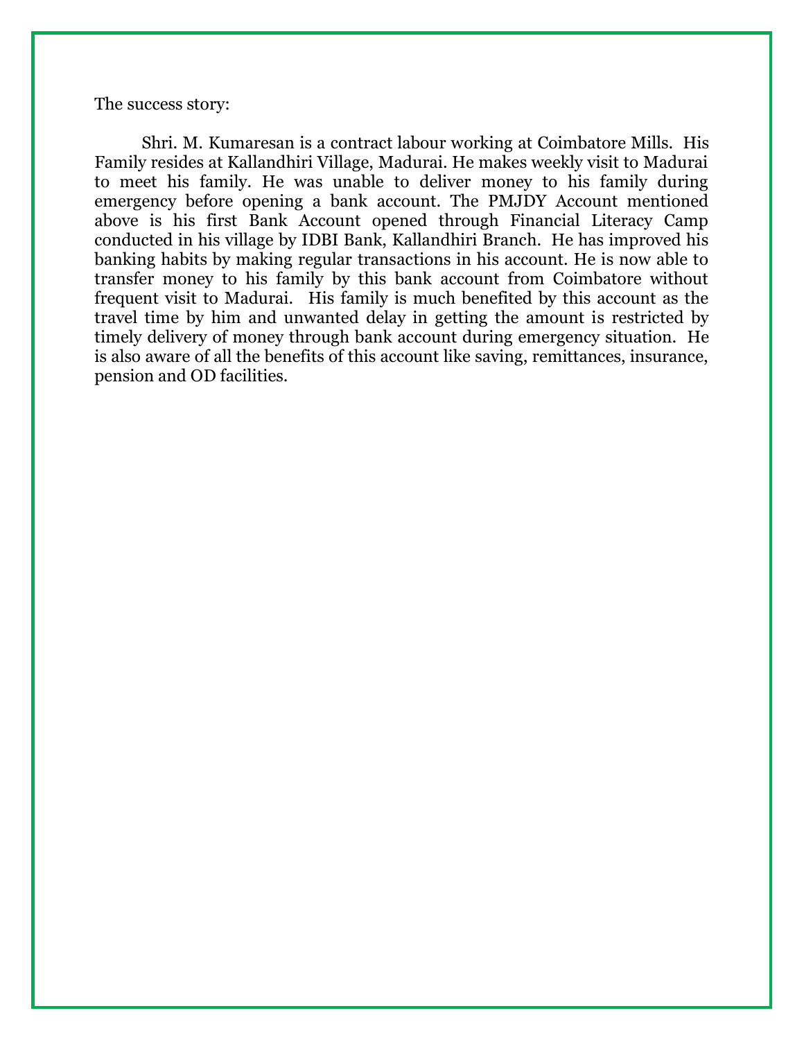The success story:

Shri. M. Kumaresan is a contract labour working at Coimbatore Mills. His Family resides at Kallandhiri Village, Madurai. He makes weekly visit to Madurai to meet his family. He was unable to deliver money to his family during emergency before opening a bank account. The PMJDY Account mentioned above is his first Bank Account opened through Financial Literacy Camp conducted in his village by IDBI Bank, Kallandhiri Branch. He has improved his banking habits by making regular transactions in his account. He is now able to transfer money to his family by this bank account from Coimbatore without frequent visit to Madurai. His family is much benefited by this account as the travel time by him and unwanted delay in getting the amount is restricted by timely delivery of money through bank account during emergency situation. He is also aware of all the benefits of this account like saving, remittances, insurance, pension and OD facilities.